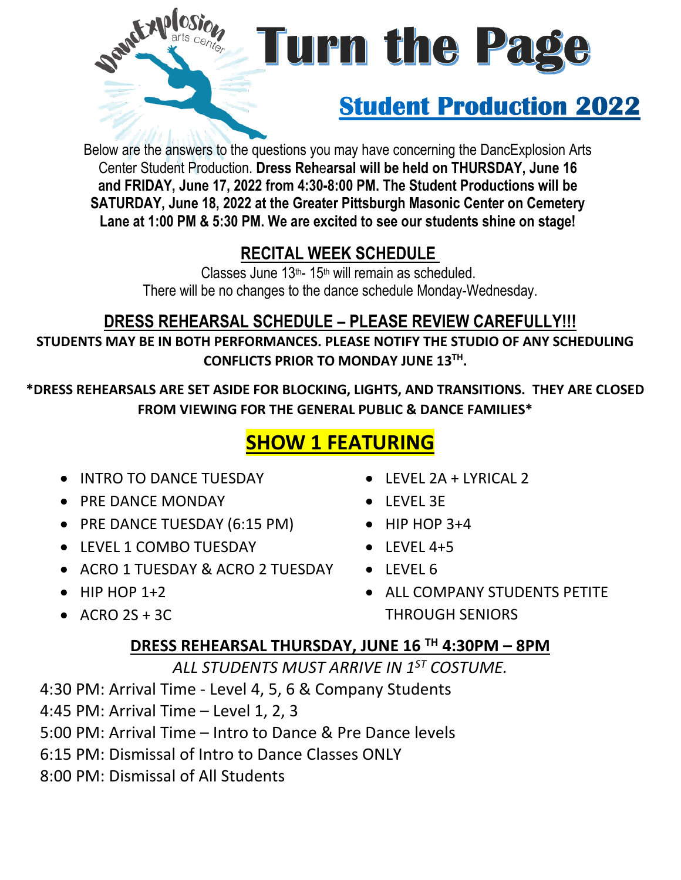DancExplosion arts center

# Turn the Page

## Student Production 2022

Below are the answers to the questions you may have concerning the DancExplosion Arts Center Student Production. **Dress Rehearsal will be held on THURSDAY, June 16 and FRIDAY, June 17, 2022 from 4:30-8:00 PM. The Student Productions will be SATURDAY, June 18, 2022 at the Greater Pittsburgh Masonic Center on Cemetery Lane at 1:00 PM & 5:30 PM. We are excited to see our students shine on stage!**

## RECITAL WEEK SCHEDULE

Classes June 13th- 15th will remain as scheduled.
There will be no changes to the dance schedule Monday-Wednesday.

## DRESS REHEARSAL SCHEDULE – PLEASE REVIEW CAREFULLY!!!

**STUDENTS MAY BE IN BOTH PERFORMANCES. PLEASE NOTIFY THE STUDIO OF ANY SCHEDULING CONFLICTS PRIOR TO MONDAY JUNE 13TH.**

**\*DRESS REHEARSALS ARE SET ASIDE FOR BLOCKING, LIGHTS, AND TRANSITIONS. THEY ARE CLOSED FROM VIEWING FOR THE GENERAL PUBLIC & DANCE FAMILIES\***

## SHOW 1 FEATURING

- INTRO TO DANCE TUESDAY
- PRE DANCE MONDAY
- PRE DANCE TUESDAY (6:15 PM)
- LEVEL 1 COMBO TUESDAY
- ACRO 1 TUESDAY & ACRO 2 TUESDAY
- HIP HOP 1+2
- ACRO 2S + 3C
- LEVEL 2A + LYRICAL 2
- LEVEL 3E
- HIP HOP 3+4
- LEVEL 4+5
- LEVEL 6
- ALL COMPANY STUDENTS PETITE THROUGH SENIORS

### DRESS REHEARSAL THURSDAY, JUNE 16 TH 4:30PM – 8PM

*ALL STUDENTS MUST ARRIVE IN 1ST COSTUME.*

4:30 PM: Arrival Time - Level 4, 5, 6 & Company Students
4:45 PM: Arrival Time – Level 1, 2, 3
5:00 PM: Arrival Time – Intro to Dance & Pre Dance levels
6:15 PM: Dismissal of Intro to Dance Classes ONLY
8:00 PM: Dismissal of All Students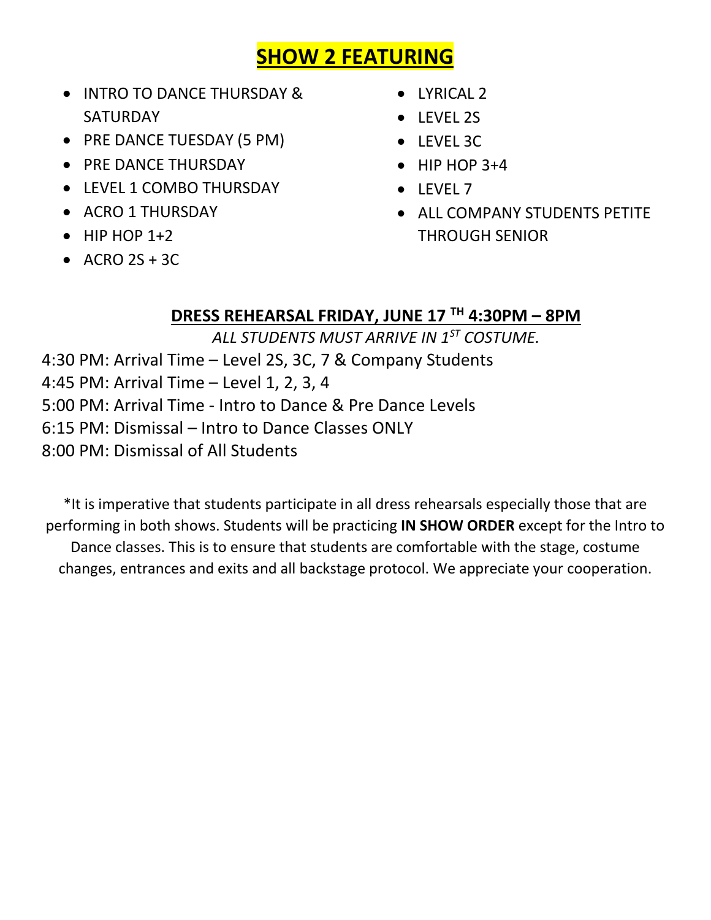# SHOW 2 FEATURING

- INTRO TO DANCE THURSDAY & SATURDAY
- PRE DANCE TUESDAY (5 PM)
- PRE DANCE THURSDAY
- LEVEL 1 COMBO THURSDAY
- ACRO 1 THURSDAY
- HIP HOP 1+2
- ACRO 2S + 3C
- LYRICAL 2
- LEVEL 2S
- LEVEL 3C
- HIP HOP 3+4
- LEVEL 7
- ALL COMPANY STUDENTS PETITE THROUGH SENIOR

## DRESS REHEARSAL FRIDAY, JUNE 17TH 4:30PM – 8PM

*ALL STUDENTS MUST ARRIVE IN 1ST COSTUME.*

4:30 PM: Arrival Time – Level 2S, 3C, 7 & Company Students
4:45 PM: Arrival Time – Level 1, 2, 3, 4
5:00 PM: Arrival Time - Intro to Dance & Pre Dance Levels
6:15 PM: Dismissal – Intro to Dance Classes ONLY
8:00 PM: Dismissal of All Students

*It is imperative that students participate in all dress rehearsals especially those that are performing in both shows. Students will be practicing **IN SHOW ORDER** except for the Intro to Dance classes. This is to ensure that students are comfortable with the stage, costume changes, entrances and exits and all backstage protocol. We appreciate your cooperation.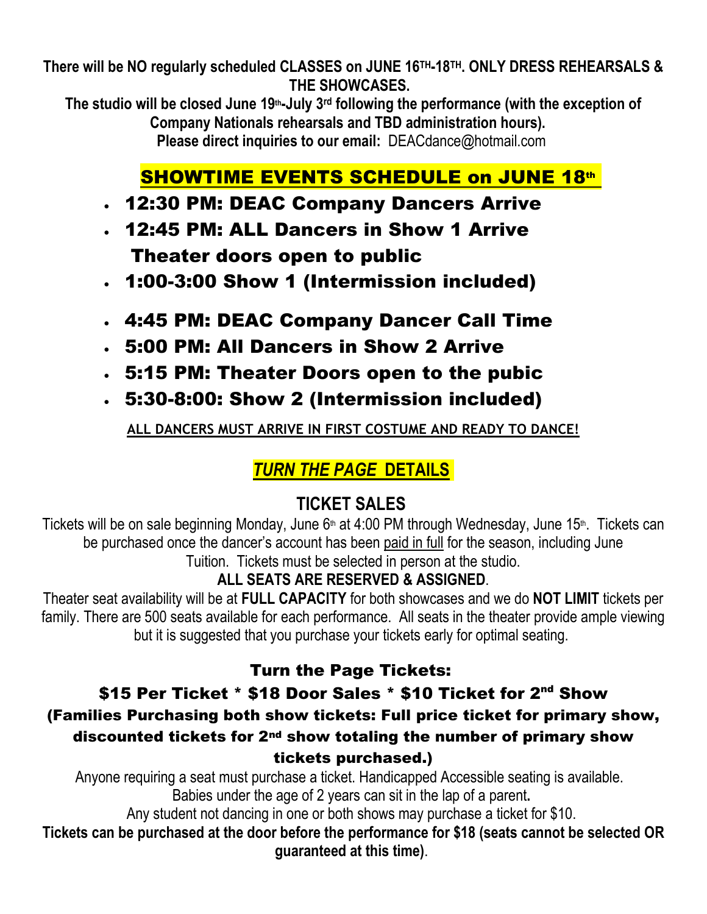**There will be NO regularly scheduled CLASSES on JUNE 16TH-18TH. ONLY DRESS REHEARSALS & THE SHOWCASES.**

**The studio will be closed June 19th-July 3rd following the performance (with the exception of Company Nationals rehearsals and TBD administration hours).**

**Please direct inquiries to our email:** DEACdance@hotmail.com

## SHOWTIME EVENTS SCHEDULE on JUNE 18th

- 12:30 PM: DEAC Company Dancers Arrive
- 12:45 PM: ALL Dancers in Show 1 Arrive
  Theater doors open to public
- 1:00-3:00 Show 1 (Intermission included)
- 4:45 PM: DEAC Company Dancer Call Time
- 5:00 PM: All Dancers in Show 2 Arrive
- 5:15 PM: Theater Doors open to the pubic
- 5:30-8:00: Show 2 (Intermission included)

**ALL DANCERS MUST ARRIVE IN FIRST COSTUME AND READY TO DANCE!**

## *TURN THE PAGE* DETAILS

### TICKET SALES

Tickets will be on sale beginning Monday, June 6th at 4:00 PM through Wednesday, June 15th. Tickets can be purchased once the dancer's account has been paid in full for the season, including June Tuition. Tickets must be selected in person at the studio.

**ALL SEATS ARE RESERVED & ASSIGNED**.

Theater seat availability will be at **FULL CAPACITY** for both showcases and we do **NOT LIMIT** tickets per family. There are 500 seats available for each performance. All seats in the theater provide ample viewing but it is suggested that you purchase your tickets early for optimal seating.

**Turn the Page Tickets:**

**$15 Per Ticket * $18 Door Sales * $10 Ticket for 2nd Show**

**(Families Purchasing both show tickets: Full price ticket for primary show, discounted tickets for 2nd show totaling the number of primary show tickets purchased.)**

Anyone requiring a seat must purchase a ticket. Handicapped Accessible seating is available.

Babies under the age of 2 years can sit in the lap of a parent**.**

Any student not dancing in one or both shows may purchase a ticket for $10.

**Tickets can be purchased at the door before the performance for $18 (seats cannot be selected OR guaranteed at this time)**.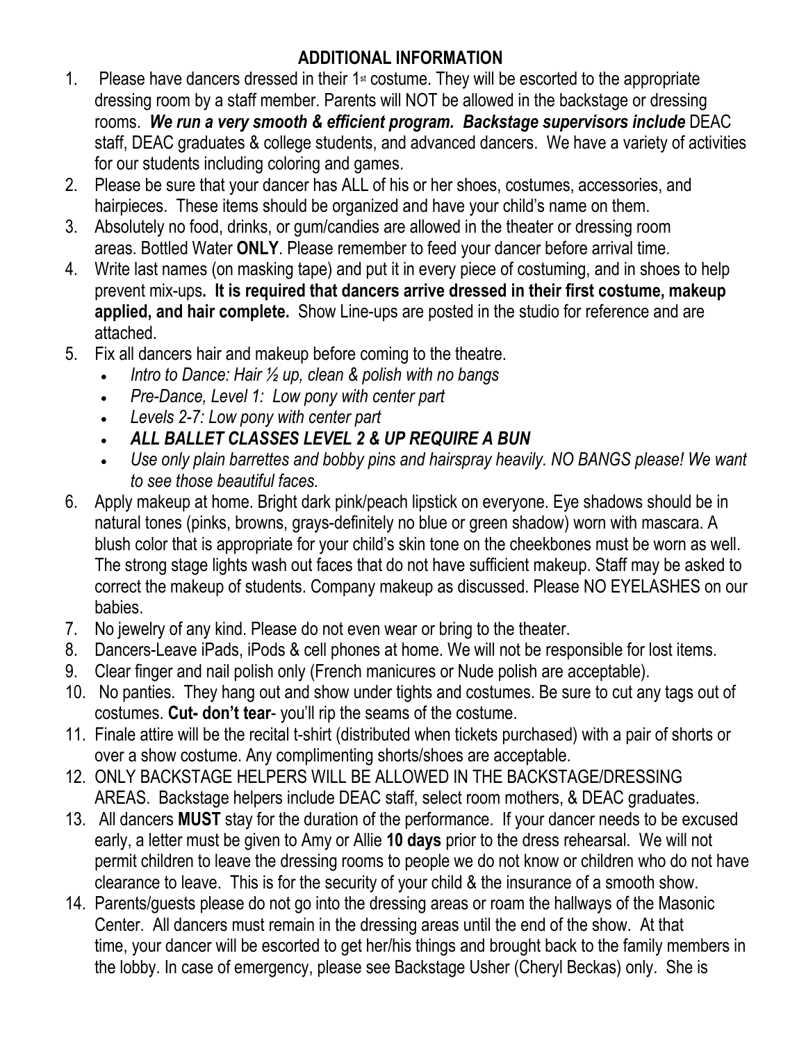## ADDITIONAL INFORMATION

1. Please have dancers dressed in their 1st costume. They will be escorted to the appropriate dressing room by a staff member. Parents will NOT be allowed in the backstage or dressing rooms. ***We run a very smooth & efficient program. Backstage supervisors include*** DEAC staff, DEAC graduates & college students, and advanced dancers. We have a variety of activities for our students including coloring and games.
2. Please be sure that your dancer has ALL of his or her shoes, costumes, accessories, and hairpieces. These items should be organized and have your child's name on them.
3. Absolutely no food, drinks, or gum/candies are allowed in the theater or dressing room areas. Bottled Water **ONLY**. Please remember to feed your dancer before arrival time.
4. Write last names (on masking tape) and put it in every piece of costuming, and in shoes to help prevent mix-ups**. It is required that dancers arrive dressed in their first costume, makeup applied, and hair complete.** Show Line-ups are posted in the studio for reference and are attached.
5. Fix all dancers hair and makeup before coming to the theatre.
   - *Intro to Dance: Hair ½ up, clean & polish with no bangs*
   - *Pre-Dance, Level 1: Low pony with center part*
   - *Levels 2-7: Low pony with center part*
   - ***ALL BALLET CLASSES LEVEL 2 & UP REQUIRE A BUN***
   - *Use only plain barrettes and bobby pins and hairspray heavily. NO BANGS please! We want to see those beautiful faces.*
6. Apply makeup at home. Bright dark pink/peach lipstick on everyone. Eye shadows should be in natural tones (pinks, browns, grays-definitely no blue or green shadow) worn with mascara. A blush color that is appropriate for your child's skin tone on the cheekbones must be worn as well. The strong stage lights wash out faces that do not have sufficient makeup. Staff may be asked to correct the makeup of students. Company makeup as discussed. Please NO EYELASHES on our babies.
7. No jewelry of any kind. Please do not even wear or bring to the theater.
8. Dancers-Leave iPads, iPods & cell phones at home. We will not be responsible for lost items.
9. Clear finger and nail polish only (French manicures or Nude polish are acceptable).
10. No panties. They hang out and show under tights and costumes. Be sure to cut any tags out of costumes. **Cut- don't tear**- you'll rip the seams of the costume.
11. Finale attire will be the recital t-shirt (distributed when tickets purchased) with a pair of shorts or over a show costume. Any complimenting shorts/shoes are acceptable.
12. ONLY BACKSTAGE HELPERS WILL BE ALLOWED IN THE BACKSTAGE/DRESSING AREAS. Backstage helpers include DEAC staff, select room mothers, & DEAC graduates.
13. All dancers **MUST** stay for the duration of the performance. If your dancer needs to be excused early, a letter must be given to Amy or Allie **10 days** prior to the dress rehearsal. We will not permit children to leave the dressing rooms to people we do not know or children who do not have clearance to leave. This is for the security of your child & the insurance of a smooth show.
14. Parents/guests please do not go into the dressing areas or roam the hallways of the Masonic Center. All dancers must remain in the dressing areas until the end of the show. At that time, your dancer will be escorted to get her/his things and brought back to the family members in the lobby. In case of emergency, please see Backstage Usher (Cheryl Beckas) only. She is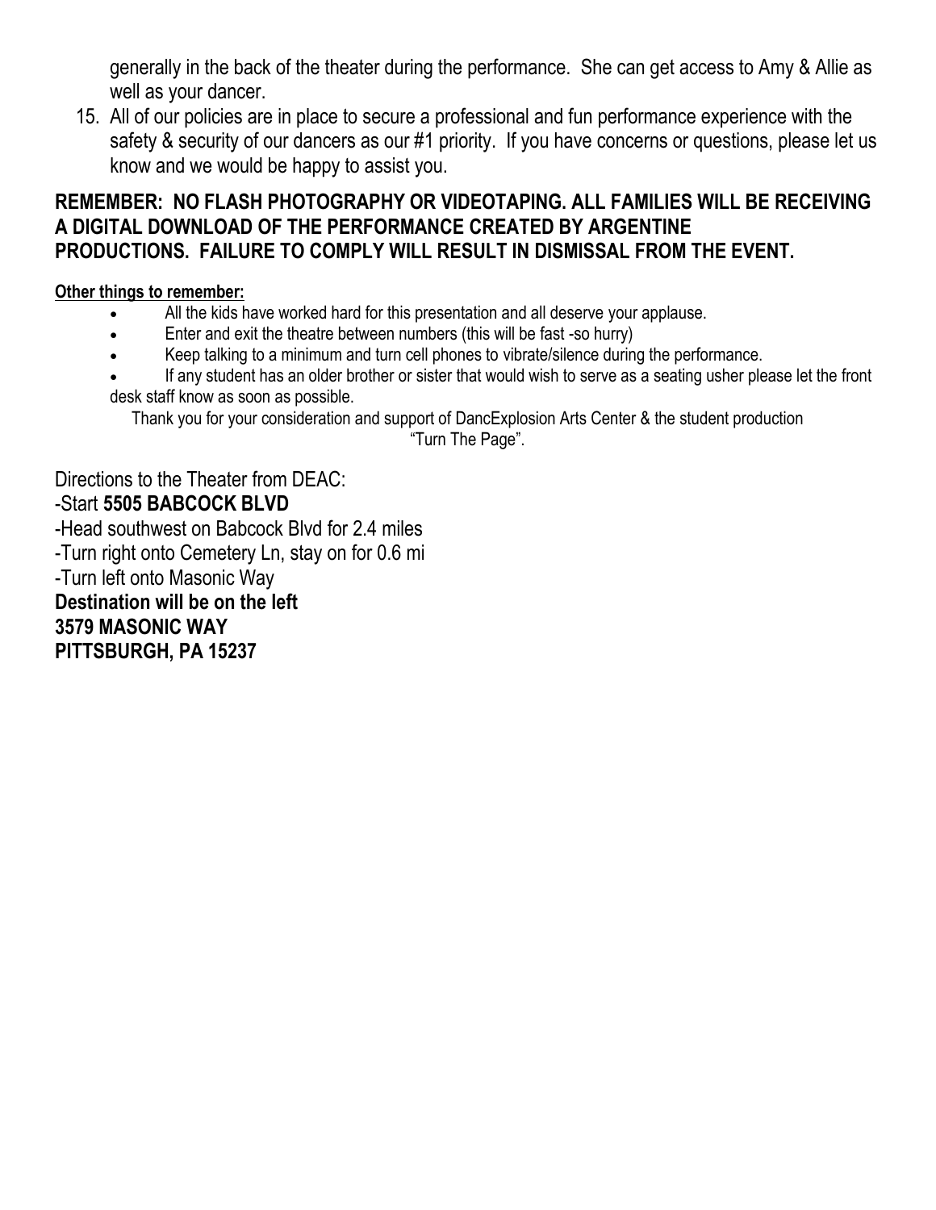generally in the back of the theater during the performance. She can get access to Amy & Allie as well as your dancer.

15. All of our policies are in place to secure a professional and fun performance experience with the safety & security of our dancers as our #1 priority. If you have concerns or questions, please let us know and we would be happy to assist you.

**REMEMBER: NO FLASH PHOTOGRAPHY OR VIDEOTAPING. ALL FAMILIES WILL BE RECEIVING A DIGITAL DOWNLOAD OF THE PERFORMANCE CREATED BY ARGENTINE PRODUCTIONS. FAILURE TO COMPLY WILL RESULT IN DISMISSAL FROM THE EVENT.**

**Other things to remember:**

- All the kids have worked hard for this presentation and all deserve your applause.
- Enter and exit the theatre between numbers (this will be fast -so hurry)
- Keep talking to a minimum and turn cell phones to vibrate/silence during the performance.
- If any student has an older brother or sister that would wish to serve as a seating usher please let the front desk staff know as soon as possible.

Thank you for your consideration and support of DancExplosion Arts Center & the student production "Turn The Page".

Directions to the Theater from DEAC:

-Start **5505 BABCOCK BLVD**

-Head southwest on Babcock Blvd for 2.4 miles

-Turn right onto Cemetery Ln, stay on for 0.6 mi

-Turn left onto Masonic Way

**Destination will be on the left**

**3579 MASONIC WAY**

**PITTSBURGH, PA 15237**